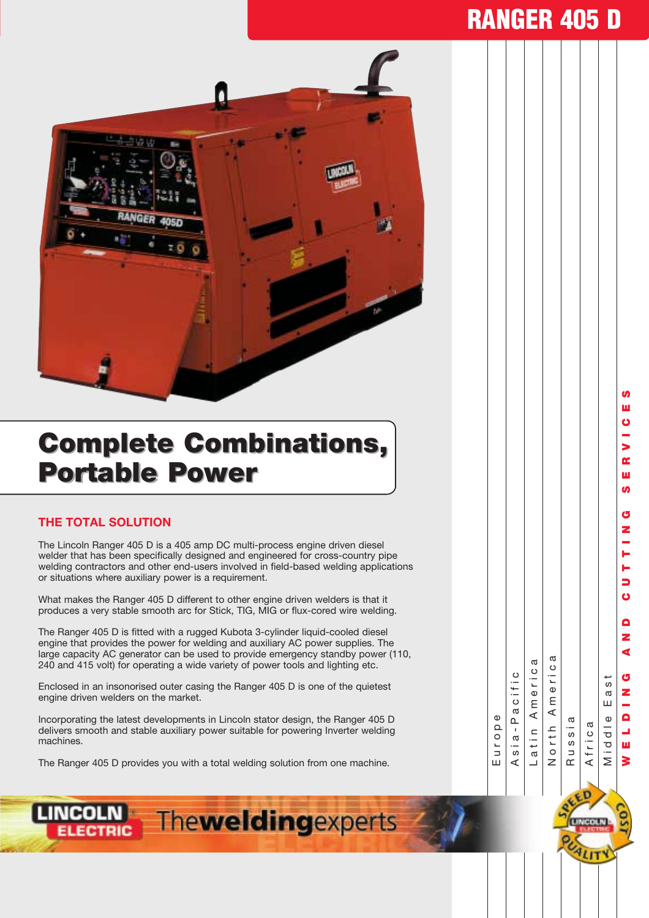# RANGER 405 D

## Complete Combinations, Portable Power

### THE TOTAL SOLUTION

The Lincoln Ranger 405 D is a 405 amp DC multi-process engine driven diesel welder that has been specifically designed and engineered for cross-country pipe welding contractors and other end-users involved in field-based welding applications or situations where auxiliary power is a requirement.

What makes the Ranger 405 D different to other engine driven welders is that it produces a very stable smooth arc for Stick, TIG, MIG or flux-cored wire welding.

The Ranger 405 D is fitted with a rugged Kubota 3-cylinder liquid-cooled diesel engine that provides the power for welding and auxiliary AC power supplies. The large capacity AC generator can be used to provide emergency standby power (110, 240 and 415 volt) for operating a wide variety of power tools and lighting etc.

Enclosed in an insonorised outer casing the Ranger 405 D is one of the quietest engine driven welders on the market.

Incorporating the latest developments in Lincoln stator design, the Ranger 405 D delivers smooth and stable auxiliary power suitable for powering Inverter welding machines.

The Ranger 405 D provides you with a total welding solution from one machine.

Europe | Asia-Pacific | Latin America | North America | Russia | Africa | Middle East

WELDING AND CUTTING SERVICES

LINCOLN ELECTRIC — The welding experts

SPEED · COST · QUALITY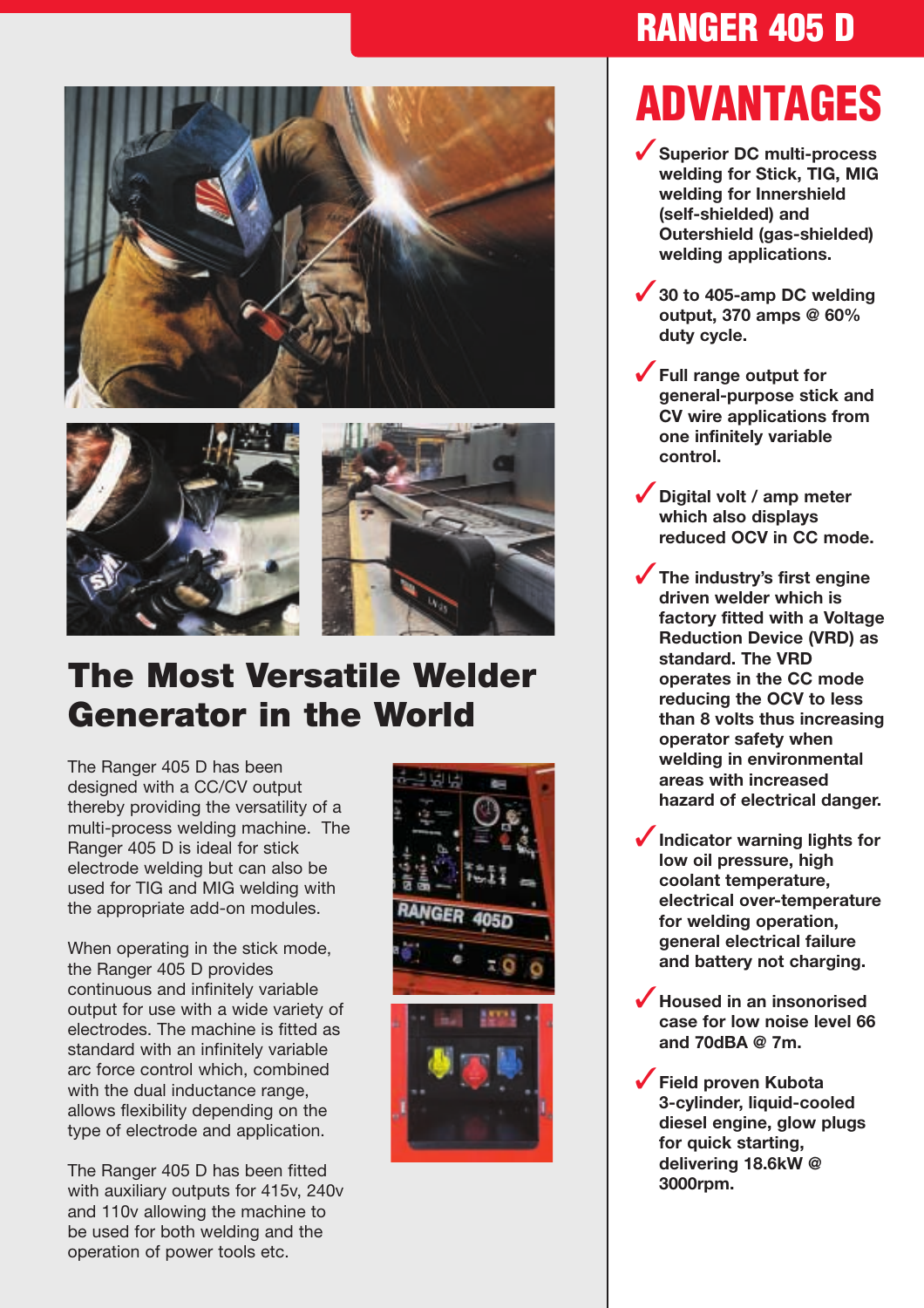# RANGER 405 D

## The Most Versatile Welder Generator in the World

The Ranger 405 D has been designed with a CC/CV output thereby providing the versatility of a multi-process welding machine. The Ranger 405 D is ideal for stick electrode welding but can also be used for TIG and MIG welding with the appropriate add-on modules.

When operating in the stick mode, the Ranger 405 D provides continuous and infinitely variable output for use with a wide variety of electrodes. The machine is fitted as standard with an infinitely variable arc force control which, combined with the dual inductance range, allows flexibility depending on the type of electrode and application.

The Ranger 405 D has been fitted with auxiliary outputs for 415v, 240v and 110v allowing the machine to be used for both welding and the operation of power tools etc.

## ADVANTAGES

- ✓ **Superior DC multi-process welding for Stick, TIG, MIG welding for Innershield (self-shielded) and Outershield (gas-shielded) welding applications.**
- ✓ **30 to 405-amp DC welding output, 370 amps @ 60% duty cycle.**
- ✓ **Full range output for general-purpose stick and CV wire applications from one infinitely variable control.**
- ✓ **Digital volt / amp meter which also displays reduced OCV in CC mode.**
- ✓ **The industry's first engine driven welder which is factory fitted with a Voltage Reduction Device (VRD) as standard. The VRD operates in the CC mode reducing the OCV to less than 8 volts thus increasing operator safety when welding in environmental areas with increased hazard of electrical danger.**
- ✓ **Indicator warning lights for low oil pressure, high coolant temperature, electrical over-temperature for welding operation, general electrical failure and battery not charging.**
- ✓ **Housed in an insonorised case for low noise level 66 and 70dBA @ 7m.**
- ✓ **Field proven Kubota 3-cylinder, liquid-cooled diesel engine, glow plugs for quick starting, delivering 18.6kW @ 3000rpm.**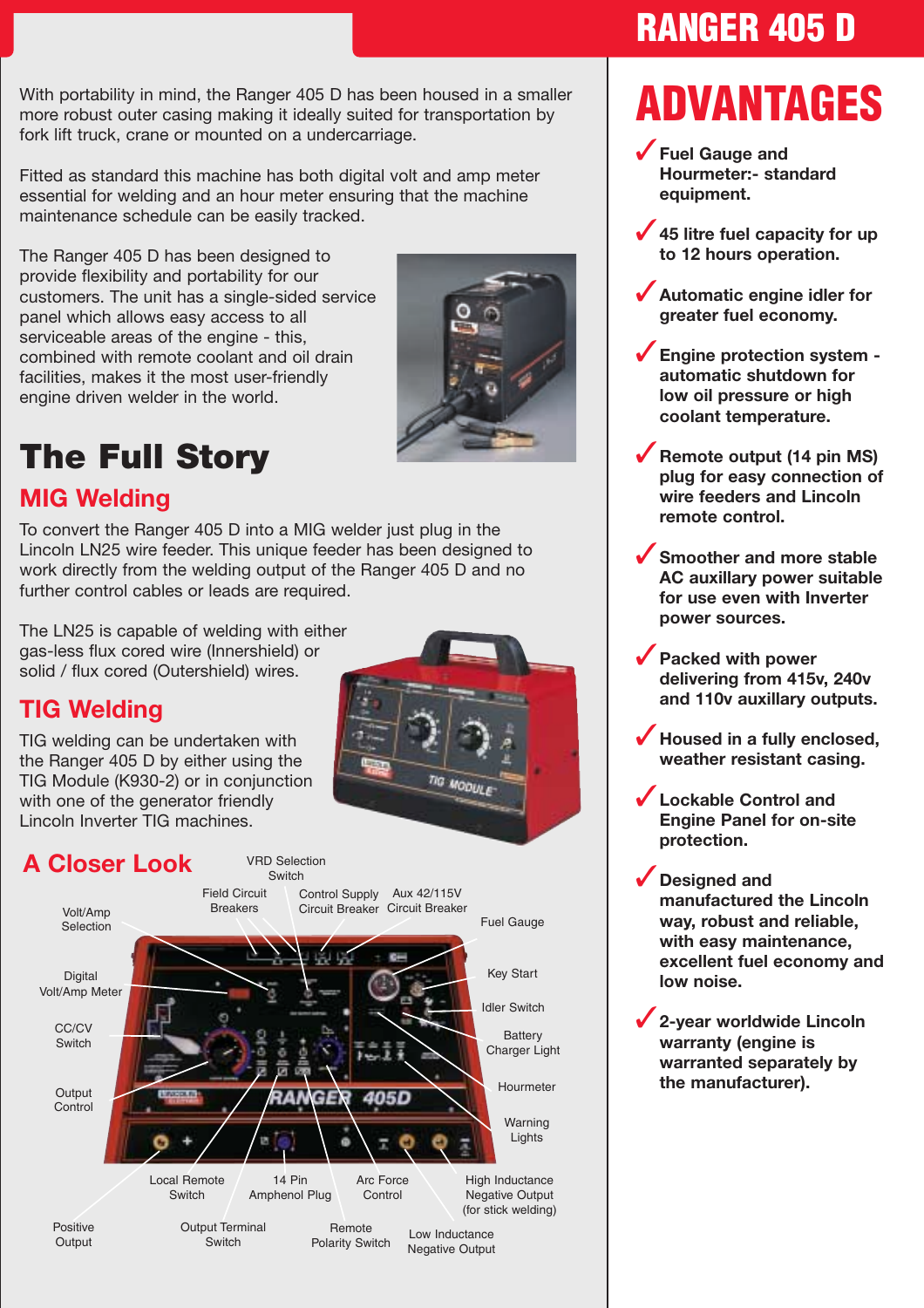With portability in mind, the Ranger 405 D has been housed in a smaller more robust outer casing making it ideally suited for transportation by fork lift truck, crane or mounted on a undercarriage.

Fitted as standard this machine has both digital volt and amp meter essential for welding and an hour meter ensuring that the machine maintenance schedule can be easily tracked.

The Ranger 405 D has been designed to provide flexibility and portability for our customers. The unit has a single-sided service panel which allows easy access to all serviceable areas of the engine - this, combined with remote coolant and oil drain facilities, makes it the most user-friendly engine driven welder in the world.

# The Full Story

## MIG Welding

To convert the Ranger 405 D into a MIG welder just plug in the Lincoln LN25 wire feeder. This unique feeder has been designed to work directly from the welding output of the Ranger 405 D and no further control cables or leads are required.

The LN25 is capable of welding with either gas-less flux cored wire (Innershield) or solid / flux cored (Outershield) wires.

## TIG Welding

TIG welding can be undertaken with the Ranger 405 D by either using the TIG Module (K930-2) or in conjunction with one of the generator friendly Lincoln Inverter TIG machines.

## A Closer Look

Volt/Amp Selection, Digital Volt/Amp Meter, CC/CV Switch, Output Control, Positive Output, Local Remote Switch, Output Terminal Switch, 14 Pin Amphenol Plug, Remote Polarity Switch, Arc Force Control, Low Inductance Negative Output, High Inductance Negative Output (for stick welding), Warning Lights, Hourmeter, Battery Charger Light, Idler Switch, Key Start, Fuel Gauge, Aux 42/115V Circuit Breaker, Control Supply Circuit Breaker, Field Circuit Breakers, VRD Selection Switch

# RANGER 405 D

# ADVANTAGES

- ✓ Fuel Gauge and Hourmeter:- standard equipment.
- ✓ 45 litre fuel capacity for up to 12 hours operation.
- ✓ Automatic engine idler for greater fuel economy.
- ✓ Engine protection system - automatic shutdown for low oil pressure or high coolant temperature.
- ✓ Remote output (14 pin MS) plug for easy connection of wire feeders and Lincoln remote control.
- ✓ Smoother and more stable AC auxillary power suitable for use even with Inverter power sources.
- ✓ Packed with power delivering from 415v, 240v and 110v auxillary outputs.
- ✓ Housed in a fully enclosed, weather resistant casing.
- ✓ Lockable Control and Engine Panel for on-site protection.
- ✓ Designed and manufactured the Lincoln way, robust and reliable, with easy maintenance, excellent fuel economy and low noise.
- ✓ 2-year worldwide Lincoln warranty (engine is warranted separately by the manufacturer).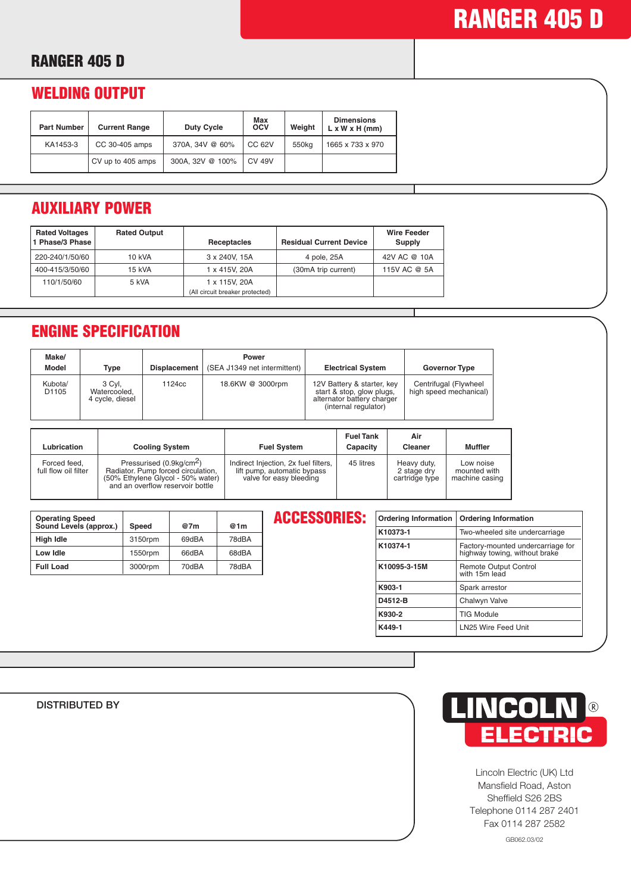# RANGER 405 D

## RANGER 405 D

## WELDING OUTPUT

| Part Number | Current Range | Duty Cycle | Max OCV | Weight | Dimensions L x W x H (mm) |
|---|---|---|---|---|---|
| KA1453-3 | CC 30-405 amps | 370A, 34V @ 60% | CC 62V | 550kg | 1665 x 733 x 970 |
| | CV up to 405 amps | 300A, 32V @ 100% | CV 49V | | |

## AUXILIARY POWER

| Rated Voltages 1 Phase/3 Phase | Rated Output | Receptacles | Residual Current Device | Wire Feeder Supply |
|---|---|---|---|---|
| 220-240/1/50/60 | 10 kVA | 3 x 240V, 15A | 4 pole, 25A | 42V AC @ 10A |
| 400-415/3/50/60 | 15 kVA | 1 x 415V, 20A | (30mA trip current) | 115V AC @ 5A |
| 110/1/50/60 | 5 kVA | 1 x 115V, 20A (All circuit breaker protected) | | |

## ENGINE SPECIFICATION

| Make/ Model | Type | Displacement | Power (SEA J1349 net intermittent) | Electrical System | Governor Type |
|---|---|---|---|---|---|
| Kubota/ D1105 | 3 Cyl, Watercooled, 4 cycle, diesel | 1124cc | 18.6KW @ 3000rpm | 12V Battery & starter, key start & stop, glow plugs, alternator battery charger (internal regulator) | Centrifugal (Flywheel high speed mechanical) |

| Lubrication | Cooling System | Fuel System | Fuel Tank Capacity | Air Cleaner | Muffler |
|---|---|---|---|---|---|
| Forced feed, full flow oil filter | Pressurised (0.9kg/cm$^2$) Radiator. Pump forced circulation, (50% Ethylene Glycol - 50% water) and an overflow reservoir bottle | Indirect Injection, 2x fuel filters, lift pump, automatic bypass valve for easy bleeding | 45 litres | Heavy duty, 2 stage dry cartridge type | Low noise mounted with machine casing |

| Operating Speed Sound Levels (approx.) | Speed | @7m | @1m |
|---|---|---|---|
| **High Idle** | 3150rpm | 69dBA | 78dBA |
| **Low Idle** | 1550rpm | 66dBA | 68dBA |
| **Full Load** | 3000rpm | 70dBA | 78dBA |

## ACCESSORIES:

| Ordering Information | Ordering Information |
|---|---|
| **K10373-1** | Two-wheeled site undercarriage |
| **K10374-1** | Factory-mounted undercarriage for highway towing, without brake |
| **K10095-3-15M** | Remote Output Control with 15m lead |
| **K903-1** | Spark arrestor |
| **D4512-B** | Chalwyn Valve |
| **K930-2** | TIG Module |
| **K449-1** | LN25 Wire Feed Unit |

DISTRIBUTED BY

LINCOLN® ELECTRIC

Lincoln Electric (UK) Ltd
Mansfield Road, Aston
Sheffield S26 2BS
Telephone 0114 287 2401
Fax 0114 287 2582

GB062.03/02